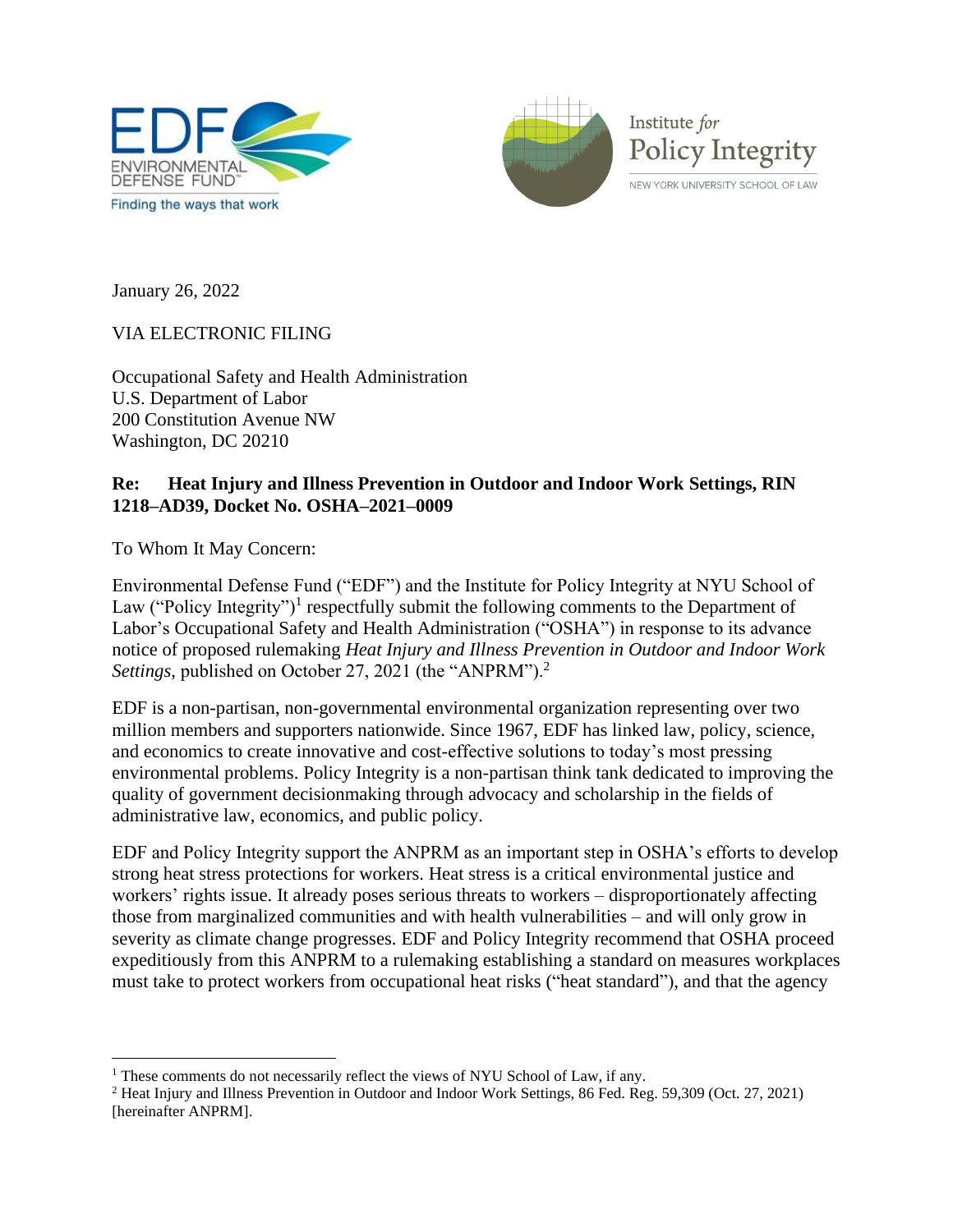January 26, 2022

VIA ELECTRONIC FILING

Occupational Safety and Health Administration
U.S. Department of Labor
200 Constitution Avenue NW
Washington, DC 20210

**Re: Heat Injury and Illness Prevention in Outdoor and Indoor Work Settings, RIN 1218–AD39, Docket No. OSHA–2021–0009**

To Whom It May Concern:

Environmental Defense Fund ("EDF") and the Institute for Policy Integrity at NYU School of Law ("Policy Integrity")[1] respectfully submit the following comments to the Department of Labor's Occupational Safety and Health Administration ("OSHA") in response to its advance notice of proposed rulemaking *Heat Injury and Illness Prevention in Outdoor and Indoor Work Settings*, published on October 27, 2021 (the "ANPRM").[2]

EDF is a non-partisan, non-governmental environmental organization representing over two million members and supporters nationwide. Since 1967, EDF has linked law, policy, science, and economics to create innovative and cost-effective solutions to today's most pressing environmental problems. Policy Integrity is a non-partisan think tank dedicated to improving the quality of government decisionmaking through advocacy and scholarship in the fields of administrative law, economics, and public policy.

EDF and Policy Integrity support the ANPRM as an important step in OSHA's efforts to develop strong heat stress protections for workers. Heat stress is a critical environmental justice and workers' rights issue. It already poses serious threats to workers – disproportionately affecting those from marginalized communities and with health vulnerabilities – and will only grow in severity as climate change progresses. EDF and Policy Integrity recommend that OSHA proceed expeditiously from this ANPRM to a rulemaking establishing a standard on measures workplaces must take to protect workers from occupational heat risks ("heat standard"), and that the agency

---

[1] These comments do not necessarily reflect the views of NYU School of Law, if any.

[2] Heat Injury and Illness Prevention in Outdoor and Indoor Work Settings, 86 Fed. Reg. 59,309 (Oct. 27, 2021) [hereinafter ANPRM].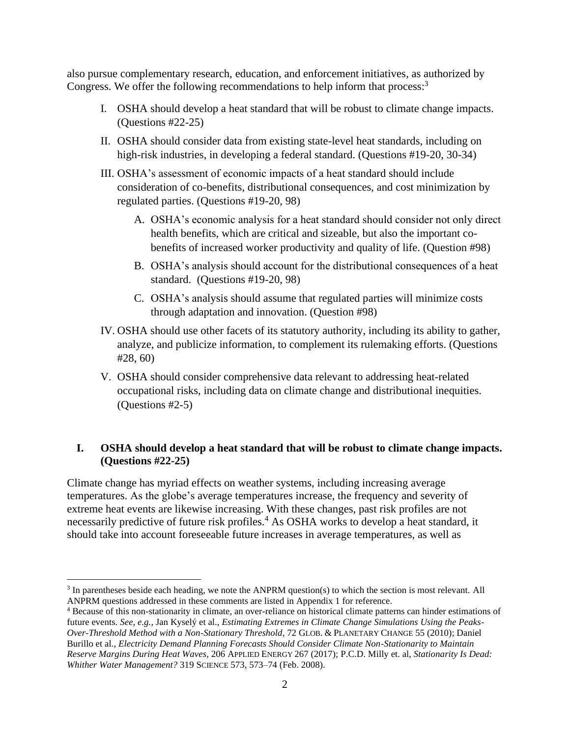also pursue complementary research, education, and enforcement initiatives, as authorized by Congress. We offer the following recommendations to help inform that process:[3]

I. OSHA should develop a heat standard that will be robust to climate change impacts. (Questions #22-25)

II. OSHA should consider data from existing state-level heat standards, including on high-risk industries, in developing a federal standard. (Questions #19-20, 30-34)

III. OSHA's assessment of economic impacts of a heat standard should include consideration of co-benefits, distributional consequences, and cost minimization by regulated parties. (Questions #19-20, 98)

   A. OSHA's economic analysis for a heat standard should consider not only direct health benefits, which are critical and sizeable, but also the important co-benefits of increased worker productivity and quality of life. (Question #98)

   B. OSHA's analysis should account for the distributional consequences of a heat standard. (Questions #19-20, 98)

   C. OSHA's analysis should assume that regulated parties will minimize costs through adaptation and innovation. (Question #98)

IV. OSHA should use other facets of its statutory authority, including its ability to gather, analyze, and publicize information, to complement its rulemaking efforts. (Questions #28, 60)

V. OSHA should consider comprehensive data relevant to addressing heat-related occupational risks, including data on climate change and distributional inequities. (Questions #2-5)

## I. OSHA should develop a heat standard that will be robust to climate change impacts. (Questions #22-25)

Climate change has myriad effects on weather systems, including increasing average temperatures. As the globe's average temperatures increase, the frequency and severity of extreme heat events are likewise increasing. With these changes, past risk profiles are not necessarily predictive of future risk profiles.[4] As OSHA works to develop a heat standard, it should take into account foreseeable future increases in average temperatures, as well as

---

[3] In parentheses beside each heading, we note the ANPRM question(s) to which the section is most relevant. All ANPRM questions addressed in these comments are listed in Appendix 1 for reference.

[4] Because of this non-stationarity in climate, an over-reliance on historical climate patterns can hinder estimations of future events. *See, e.g.*, Jan Kyselý et al., *Estimating Extremes in Climate Change Simulations Using the Peaks-Over-Threshold Method with a Non-Stationary Threshold*, 72 GLOB. & PLANETARY CHANGE 55 (2010); Daniel Burillo et al., *Electricity Demand Planning Forecasts Should Consider Climate Non-Stationarity to Maintain Reserve Margins During Heat Waves*, 206 APPLIED ENERGY 267 (2017); P.C.D. Milly et. al, *Stationarity Is Dead: Whither Water Management?* 319 SCIENCE 573, 573–74 (Feb. 2008).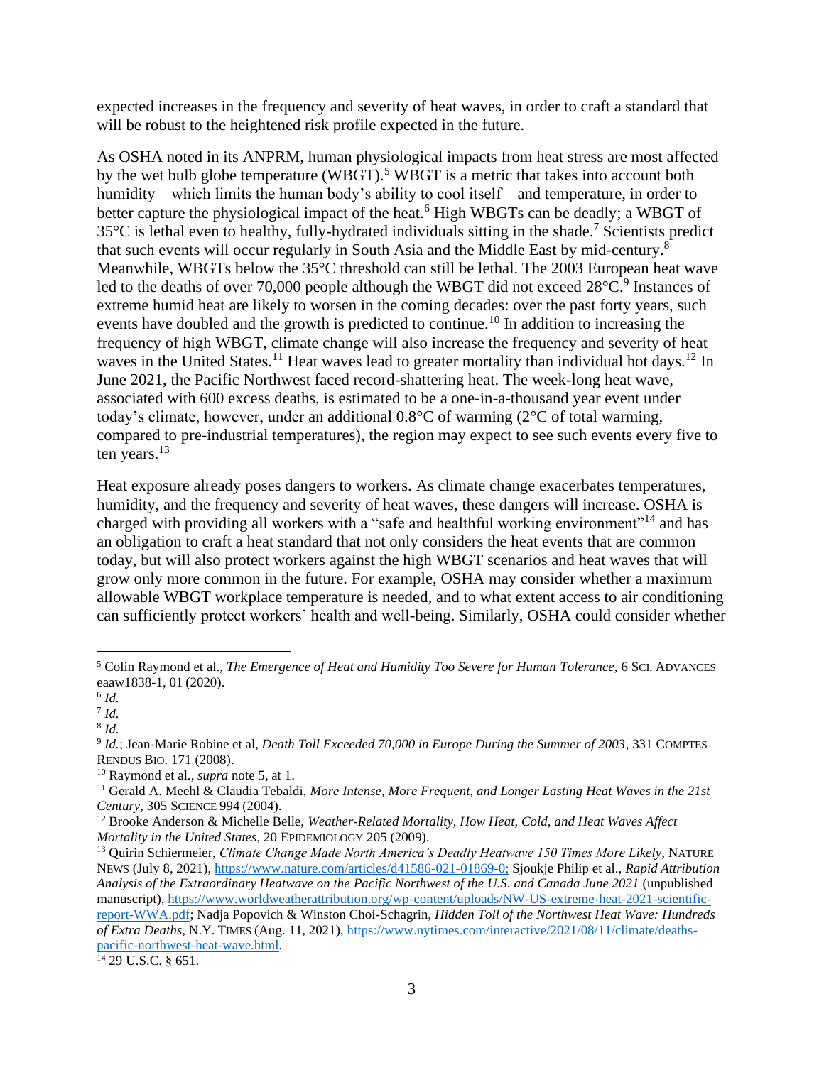expected increases in the frequency and severity of heat waves, in order to craft a standard that will be robust to the heightened risk profile expected in the future.

As OSHA noted in its ANPRM, human physiological impacts from heat stress are most affected by the wet bulb globe temperature (WBGT).[5] WBGT is a metric that takes into account both humidity—which limits the human body's ability to cool itself—and temperature, in order to better capture the physiological impact of the heat.[6] High WBGTs can be deadly; a WBGT of 35°C is lethal even to healthy, fully-hydrated individuals sitting in the shade.[7] Scientists predict that such events will occur regularly in South Asia and the Middle East by mid-century.[8] Meanwhile, WBGTs below the 35°C threshold can still be lethal. The 2003 European heat wave led to the deaths of over 70,000 people although the WBGT did not exceed 28°C.[9] Instances of extreme humid heat are likely to worsen in the coming decades: over the past forty years, such events have doubled and the growth is predicted to continue.[10] In addition to increasing the frequency of high WBGT, climate change will also increase the frequency and severity of heat waves in the United States.[11] Heat waves lead to greater mortality than individual hot days.[12] In June 2021, the Pacific Northwest faced record-shattering heat. The week-long heat wave, associated with 600 excess deaths, is estimated to be a one-in-a-thousand year event under today's climate, however, under an additional 0.8°C of warming (2°C of total warming, compared to pre-industrial temperatures), the region may expect to see such events every five to ten years.[13]

Heat exposure already poses dangers to workers. As climate change exacerbates temperatures, humidity, and the frequency and severity of heat waves, these dangers will increase. OSHA is charged with providing all workers with a "safe and healthful working environment"[14] and has an obligation to craft a heat standard that not only considers the heat events that are common today, but will also protect workers against the high WBGT scenarios and heat waves that will grow only more common in the future. For example, OSHA may consider whether a maximum allowable WBGT workplace temperature is needed, and to what extent access to air conditioning can sufficiently protect workers' health and well-being. Similarly, OSHA could consider whether

---

[5] Colin Raymond et al., *The Emergence of Heat and Humidity Too Severe for Human Tolerance*, 6 SCI. ADVANCES eaaw1838-1, 01 (2020).

[6] *Id.*

[7] *Id.*

[8] *Id.*

[9] *Id.*; Jean-Marie Robine et al, *Death Toll Exceeded 70,000 in Europe During the Summer of 2003*, 331 COMPTES RENDUS BIO. 171 (2008).

[10] Raymond et al., *supra* note 5, at 1.

[11] Gerald A. Meehl & Claudia Tebaldi, *More Intense, More Frequent, and Longer Lasting Heat Waves in the 21st Century*, 305 SCIENCE 994 (2004).

[12] Brooke Anderson & Michelle Belle, *Weather-Related Mortality, How Heat, Cold, and Heat Waves Affect Mortality in the United States*, 20 EPIDEMIOLOGY 205 (2009).

[13] Quirin Schiermeier, *Climate Change Made North America's Deadly Heatwave 150 Times More Likely*, NATURE NEWS (July 8, 2021), https://www.nature.com/articles/d41586-021-01869-0; Sjoukje Philip et al., *Rapid Attribution Analysis of the Extraordinary Heatwave on the Pacific Northwest of the U.S. and Canada June 2021* (unpublished manuscript), https://www.worldweatherattribution.org/wp-content/uploads/NW-US-extreme-heat-2021-scientific-report-WWA.pdf; Nadja Popovich & Winston Choi-Schagrin, *Hidden Toll of the Northwest Heat Wave: Hundreds of Extra Deaths*, N.Y. TIMES (Aug. 11, 2021), https://www.nytimes.com/interactive/2021/08/11/climate/deaths-pacific-northwest-heat-wave.html.

[14] 29 U.S.C. § 651.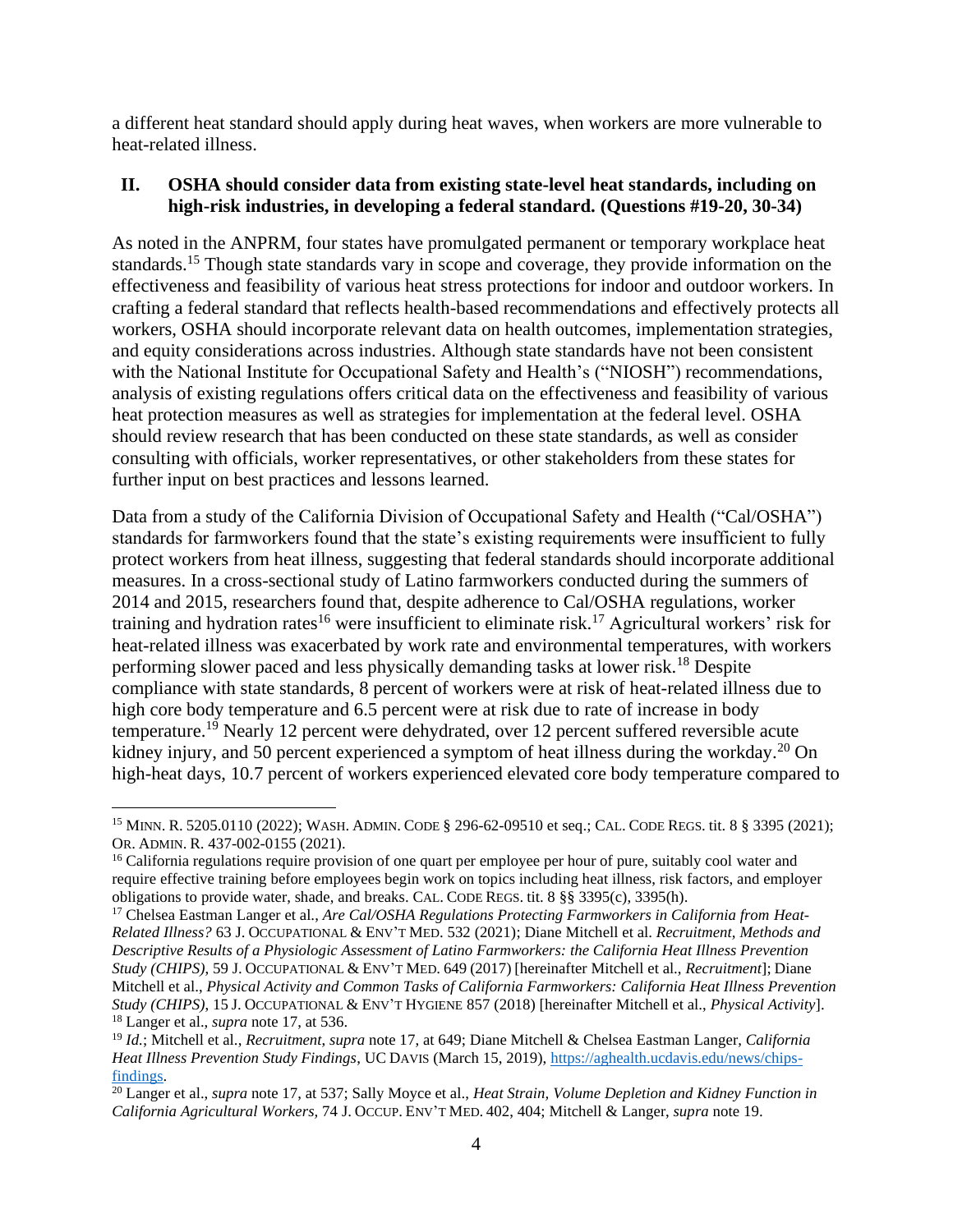a different heat standard should apply during heat waves, when workers are more vulnerable to heat-related illness.

## II. OSHA should consider data from existing state-level heat standards, including on high-risk industries, in developing a federal standard. (Questions #19-20, 30-34)

As noted in the ANPRM, four states have promulgated permanent or temporary workplace heat standards.[15] Though state standards vary in scope and coverage, they provide information on the effectiveness and feasibility of various heat stress protections for indoor and outdoor workers. In crafting a federal standard that reflects health-based recommendations and effectively protects all workers, OSHA should incorporate relevant data on health outcomes, implementation strategies, and equity considerations across industries. Although state standards have not been consistent with the National Institute for Occupational Safety and Health's ("NIOSH") recommendations, analysis of existing regulations offers critical data on the effectiveness and feasibility of various heat protection measures as well as strategies for implementation at the federal level. OSHA should review research that has been conducted on these state standards, as well as consider consulting with officials, worker representatives, or other stakeholders from these states for further input on best practices and lessons learned.

Data from a study of the California Division of Occupational Safety and Health ("Cal/OSHA") standards for farmworkers found that the state's existing requirements were insufficient to fully protect workers from heat illness, suggesting that federal standards should incorporate additional measures. In a cross-sectional study of Latino farmworkers conducted during the summers of 2014 and 2015, researchers found that, despite adherence to Cal/OSHA regulations, worker training and hydration rates[16] were insufficient to eliminate risk.[17] Agricultural workers' risk for heat-related illness was exacerbated by work rate and environmental temperatures, with workers performing slower paced and less physically demanding tasks at lower risk.[18] Despite compliance with state standards, 8 percent of workers were at risk of heat-related illness due to high core body temperature and 6.5 percent were at risk due to rate of increase in body temperature.[19] Nearly 12 percent were dehydrated, over 12 percent suffered reversible acute kidney injury, and 50 percent experienced a symptom of heat illness during the workday.[20] On high-heat days, 10.7 percent of workers experienced elevated core body temperature compared to

---

[15] MINN. R. 5205.0110 (2022); WASH. ADMIN. CODE § 296-62-09510 et seq.; CAL. CODE REGS. tit. 8 § 3395 (2021); OR. ADMIN. R. 437-002-0155 (2021).

[16] California regulations require provision of one quart per employee per hour of pure, suitably cool water and require effective training before employees begin work on topics including heat illness, risk factors, and employer obligations to provide water, shade, and breaks. CAL. CODE REGS. tit. 8 §§ 3395(c), 3395(h).

[17] Chelsea Eastman Langer et al., *Are Cal/OSHA Regulations Protecting Farmworkers in California from Heat-Related Illness?* 63 J. OCCUPATIONAL & ENV'T MED. 532 (2021); Diane Mitchell et al. *Recruitment, Methods and Descriptive Results of a Physiologic Assessment of Latino Farmworkers: the California Heat Illness Prevention Study (CHIPS)*, 59 J. OCCUPATIONAL & ENV'T MED. 649 (2017) [hereinafter Mitchell et al., *Recruitment*]; Diane Mitchell et al., *Physical Activity and Common Tasks of California Farmworkers: California Heat Illness Prevention Study (CHIPS)*, 15 J. OCCUPATIONAL & ENV'T HYGIENE 857 (2018) [hereinafter Mitchell et al., *Physical Activity*].

[18] Langer et al., *supra* note 17, at 536.

[19] *Id.*; Mitchell et al., *Recruitment*, *supra* note 17, at 649; Diane Mitchell & Chelsea Eastman Langer, *California Heat Illness Prevention Study Findings*, UC DAVIS (March 15, 2019), https://aghealth.ucdavis.edu/news/chips-findings.

[20] Langer et al., *supra* note 17, at 537; Sally Moyce et al., *Heat Strain, Volume Depletion and Kidney Function in California Agricultural Workers,* 74 J. OCCUP. ENV'T MED. 402, 404; Mitchell & Langer, *supra* note 19.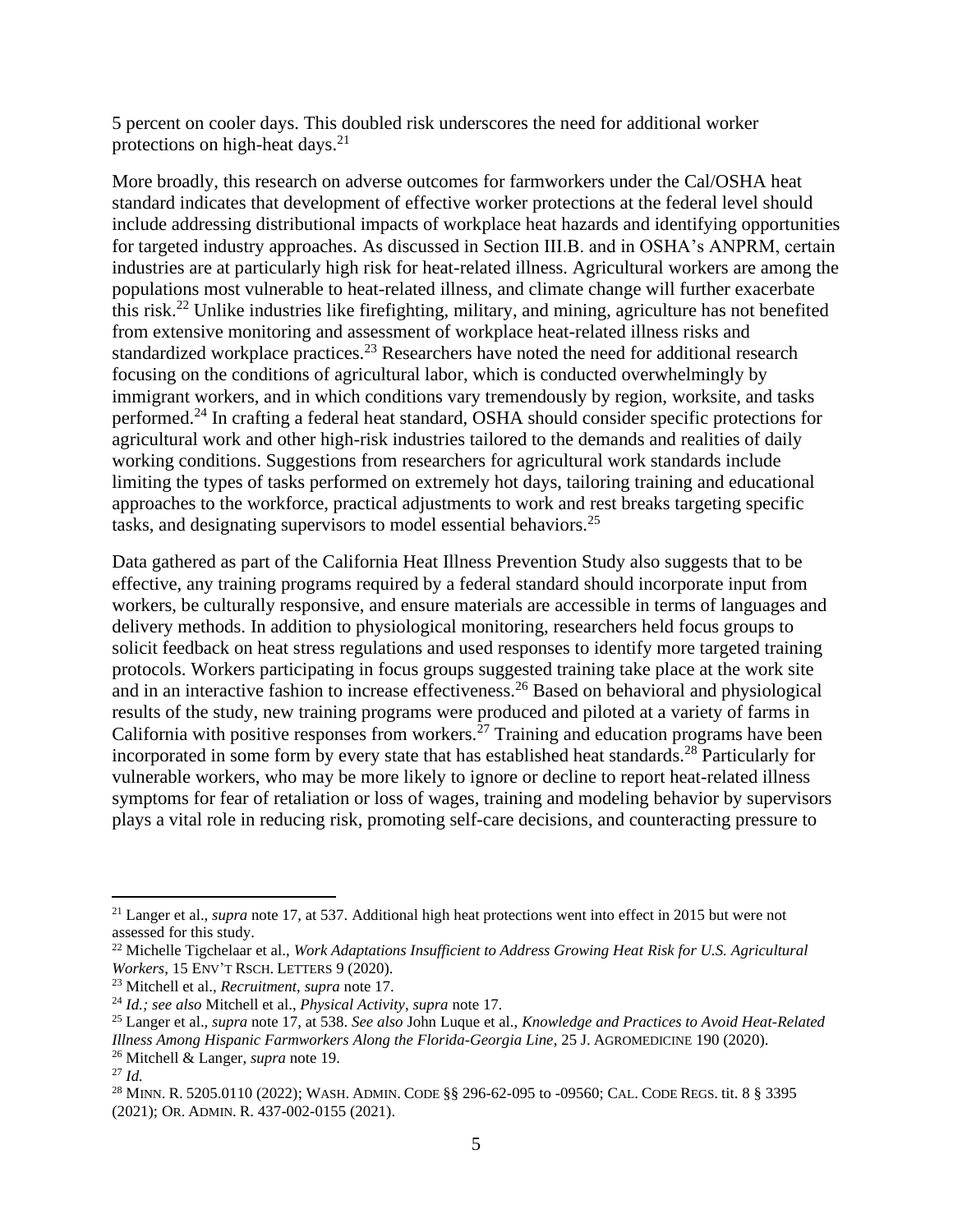5 percent on cooler days. This doubled risk underscores the need for additional worker protections on high-heat days.[21]

More broadly, this research on adverse outcomes for farmworkers under the Cal/OSHA heat standard indicates that development of effective worker protections at the federal level should include addressing distributional impacts of workplace heat hazards and identifying opportunities for targeted industry approaches. As discussed in Section III.B. and in OSHA's ANPRM, certain industries are at particularly high risk for heat-related illness. Agricultural workers are among the populations most vulnerable to heat-related illness, and climate change will further exacerbate this risk.[22] Unlike industries like firefighting, military, and mining, agriculture has not benefited from extensive monitoring and assessment of workplace heat-related illness risks and standardized workplace practices.[23] Researchers have noted the need for additional research focusing on the conditions of agricultural labor, which is conducted overwhelmingly by immigrant workers, and in which conditions vary tremendously by region, worksite, and tasks performed.[24] In crafting a federal heat standard, OSHA should consider specific protections for agricultural work and other high-risk industries tailored to the demands and realities of daily working conditions. Suggestions from researchers for agricultural work standards include limiting the types of tasks performed on extremely hot days, tailoring training and educational approaches to the workforce, practical adjustments to work and rest breaks targeting specific tasks, and designating supervisors to model essential behaviors.[25]

Data gathered as part of the California Heat Illness Prevention Study also suggests that to be effective, any training programs required by a federal standard should incorporate input from workers, be culturally responsive, and ensure materials are accessible in terms of languages and delivery methods. In addition to physiological monitoring, researchers held focus groups to solicit feedback on heat stress regulations and used responses to identify more targeted training protocols. Workers participating in focus groups suggested training take place at the work site and in an interactive fashion to increase effectiveness.[26] Based on behavioral and physiological results of the study, new training programs were produced and piloted at a variety of farms in California with positive responses from workers.[27] Training and education programs have been incorporated in some form by every state that has established heat standards.[28] Particularly for vulnerable workers, who may be more likely to ignore or decline to report heat-related illness symptoms for fear of retaliation or loss of wages, training and modeling behavior by supervisors plays a vital role in reducing risk, promoting self-care decisions, and counteracting pressure to

---

[21] Langer et al., *supra* note 17, at 537. Additional high heat protections went into effect in 2015 but were not assessed for this study.

[22] Michelle Tigchelaar et al., *Work Adaptations Insufficient to Address Growing Heat Risk for U.S. Agricultural Workers*, 15 ENV'T RSCH. LETTERS 9 (2020).

[23] Mitchell et al., *Recruitment*, *supra* note 17.

[24] *Id.; see also* Mitchell et al., *Physical Activity*, *supra* note 17.

[25] Langer et al., *supra* note 17, at 538. *See also* John Luque et al., *Knowledge and Practices to Avoid Heat-Related Illness Among Hispanic Farmworkers Along the Florida-Georgia Line*, 25 J. AGROMEDICINE 190 (2020).

[26] Mitchell & Langer, *supra* note 19.

[27] *Id.*

[28] MINN. R. 5205.0110 (2022); WASH. ADMIN. CODE §§ 296-62-095 to -09560; CAL. CODE REGS. tit. 8 § 3395 (2021); OR. ADMIN. R. 437-002-0155 (2021).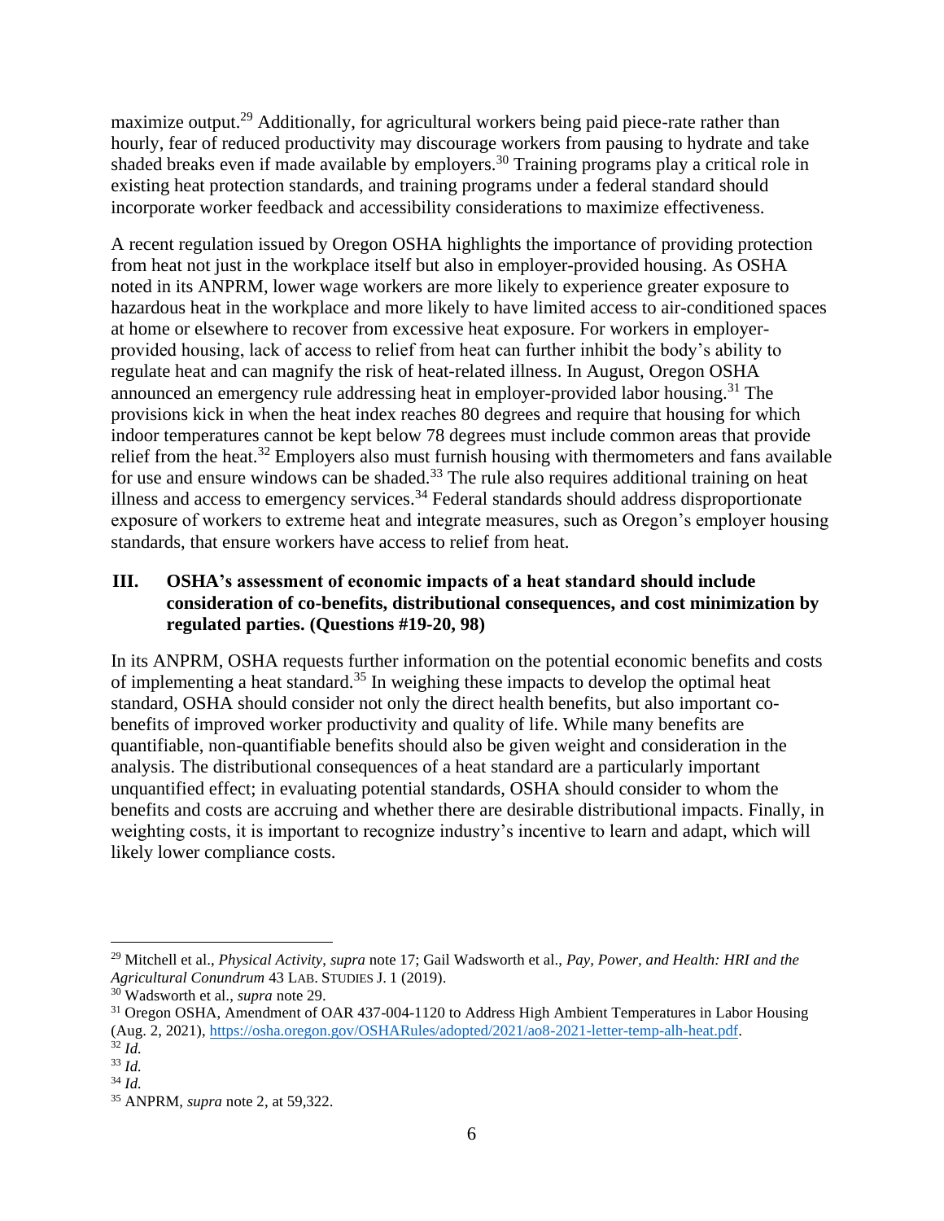maximize output.[29] Additionally, for agricultural workers being paid piece-rate rather than hourly, fear of reduced productivity may discourage workers from pausing to hydrate and take shaded breaks even if made available by employers.[30] Training programs play a critical role in existing heat protection standards, and training programs under a federal standard should incorporate worker feedback and accessibility considerations to maximize effectiveness.

A recent regulation issued by Oregon OSHA highlights the importance of providing protection from heat not just in the workplace itself but also in employer-provided housing. As OSHA noted in its ANPRM, lower wage workers are more likely to experience greater exposure to hazardous heat in the workplace and more likely to have limited access to air-conditioned spaces at home or elsewhere to recover from excessive heat exposure. For workers in employer-provided housing, lack of access to relief from heat can further inhibit the body's ability to regulate heat and can magnify the risk of heat-related illness. In August, Oregon OSHA announced an emergency rule addressing heat in employer-provided labor housing.[31] The provisions kick in when the heat index reaches 80 degrees and require that housing for which indoor temperatures cannot be kept below 78 degrees must include common areas that provide relief from the heat.[32] Employers also must furnish housing with thermometers and fans available for use and ensure windows can be shaded.[33] The rule also requires additional training on heat illness and access to emergency services.[34] Federal standards should address disproportionate exposure of workers to extreme heat and integrate measures, such as Oregon's employer housing standards, that ensure workers have access to relief from heat.

## III. OSHA's assessment of economic impacts of a heat standard should include consideration of co-benefits, distributional consequences, and cost minimization by regulated parties. (Questions #19-20, 98)

In its ANPRM, OSHA requests further information on the potential economic benefits and costs of implementing a heat standard.[35] In weighing these impacts to develop the optimal heat standard, OSHA should consider not only the direct health benefits, but also important co-benefits of improved worker productivity and quality of life. While many benefits are quantifiable, non-quantifiable benefits should also be given weight and consideration in the analysis. The distributional consequences of a heat standard are a particularly important unquantified effect; in evaluating potential standards, OSHA should consider to whom the benefits and costs are accruing and whether there are desirable distributional impacts. Finally, in weighting costs, it is important to recognize industry's incentive to learn and adapt, which will likely lower compliance costs.

---

[29] Mitchell et al., *Physical Activity*, *supra* note 17; Gail Wadsworth et al., *Pay, Power, and Health: HRI and the Agricultural Conundrum* 43 LAB. STUDIES J. 1 (2019).

[30] Wadsworth et al., *supra* note 29.

[31] Oregon OSHA, Amendment of OAR 437-004-1120 to Address High Ambient Temperatures in Labor Housing (Aug. 2, 2021), https://osha.oregon.gov/OSHARules/adopted/2021/ao8-2021-letter-temp-alh-heat.pdf.

[32] *Id.*

[33] *Id.*

[34] *Id.*

[35] ANPRM, *supra* note 2, at 59,322.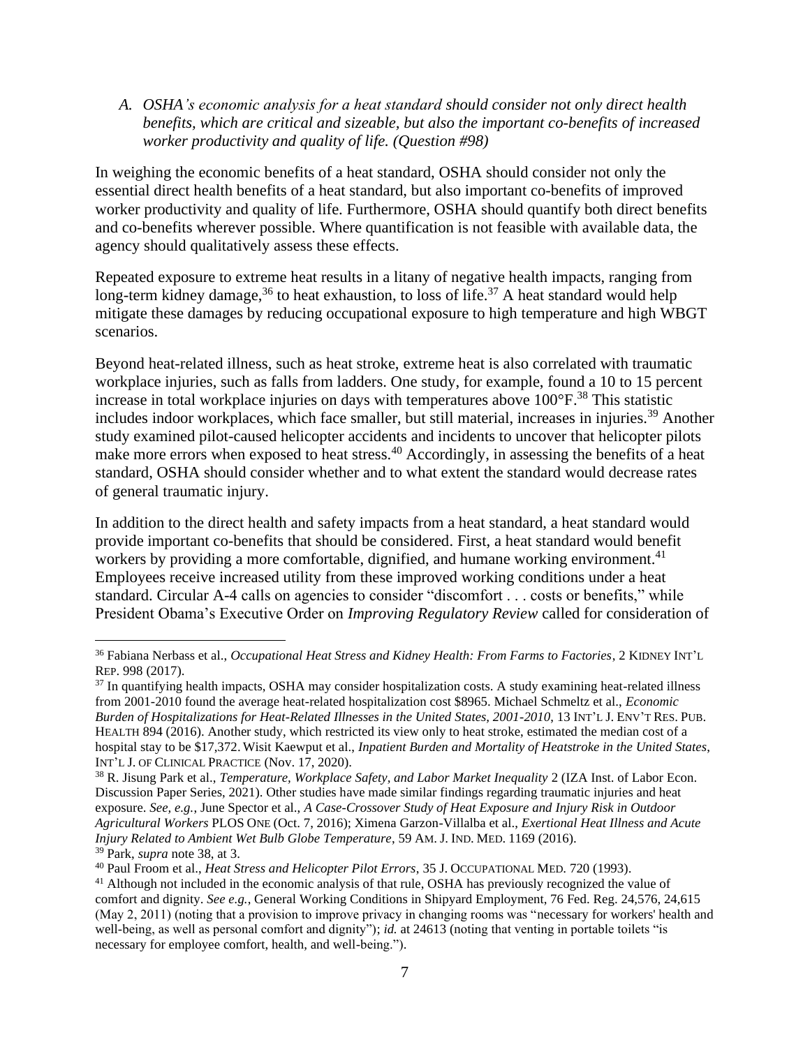*A. OSHA's economic analysis for a heat standard should consider not only direct health benefits, which are critical and sizeable, but also the important co-benefits of increased worker productivity and quality of life. (Question #98)*

In weighing the economic benefits of a heat standard, OSHA should consider not only the essential direct health benefits of a heat standard, but also important co-benefits of improved worker productivity and quality of life. Furthermore, OSHA should quantify both direct benefits and co-benefits wherever possible. Where quantification is not feasible with available data, the agency should qualitatively assess these effects.

Repeated exposure to extreme heat results in a litany of negative health impacts, ranging from long-term kidney damage,[36] to heat exhaustion, to loss of life.[37] A heat standard would help mitigate these damages by reducing occupational exposure to high temperature and high WBGT scenarios.

Beyond heat-related illness, such as heat stroke, extreme heat is also correlated with traumatic workplace injuries, such as falls from ladders. One study, for example, found a 10 to 15 percent increase in total workplace injuries on days with temperatures above 100°F.[38] This statistic includes indoor workplaces, which face smaller, but still material, increases in injuries.[39] Another study examined pilot-caused helicopter accidents and incidents to uncover that helicopter pilots make more errors when exposed to heat stress.[40] Accordingly, in assessing the benefits of a heat standard, OSHA should consider whether and to what extent the standard would decrease rates of general traumatic injury.

In addition to the direct health and safety impacts from a heat standard, a heat standard would provide important co-benefits that should be considered. First, a heat standard would benefit workers by providing a more comfortable, dignified, and humane working environment.[41] Employees receive increased utility from these improved working conditions under a heat standard. Circular A-4 calls on agencies to consider "discomfort . . . costs or benefits," while President Obama's Executive Order on *Improving Regulatory Review* called for consideration of

---

[36] Fabiana Nerbass et al., *Occupational Heat Stress and Kidney Health: From Farms to Factories*, 2 KIDNEY INT'L REP. 998 (2017).

[37] In quantifying health impacts, OSHA may consider hospitalization costs. A study examining heat-related illness from 2001-2010 found the average heat-related hospitalization cost $8965. Michael Schmeltz et al., *Economic Burden of Hospitalizations for Heat-Related Illnesses in the United States, 2001-2010*, 13 INT'L J. ENV'T RES. PUB. HEALTH 894 (2016). Another study, which restricted its view only to heat stroke, estimated the median cost of a hospital stay to be $17,372. Wisit Kaewput et al., *Inpatient Burden and Mortality of Heatstroke in the United States*, INT'L J. OF CLINICAL PRACTICE (Nov. 17, 2020).

[38] R. Jisung Park et al., *Temperature, Workplace Safety, and Labor Market Inequality* 2 (IZA Inst. of Labor Econ. Discussion Paper Series, 2021). Other studies have made similar findings regarding traumatic injuries and heat exposure. *See, e.g.*, June Spector et al., *A Case-Crossover Study of Heat Exposure and Injury Risk in Outdoor Agricultural Workers* PLOS ONE (Oct. 7, 2016); Ximena Garzon-Villalba et al., *Exertional Heat Illness and Acute Injury Related to Ambient Wet Bulb Globe Temperature*, 59 AM. J. IND. MED. 1169 (2016).

[39] Park, *supra* note 38, at 3.

[40] Paul Froom et al., *Heat Stress and Helicopter Pilot Errors*, 35 J. OCCUPATIONAL MED. 720 (1993).

[41] Although not included in the economic analysis of that rule, OSHA has previously recognized the value of comfort and dignity. *See e.g.,* General Working Conditions in Shipyard Employment, 76 Fed. Reg. 24,576, 24,615 (May 2, 2011) (noting that a provision to improve privacy in changing rooms was "necessary for workers' health and well-being, as well as personal comfort and dignity"); *id.* at 24613 (noting that venting in portable toilets "is necessary for employee comfort, health, and well-being.").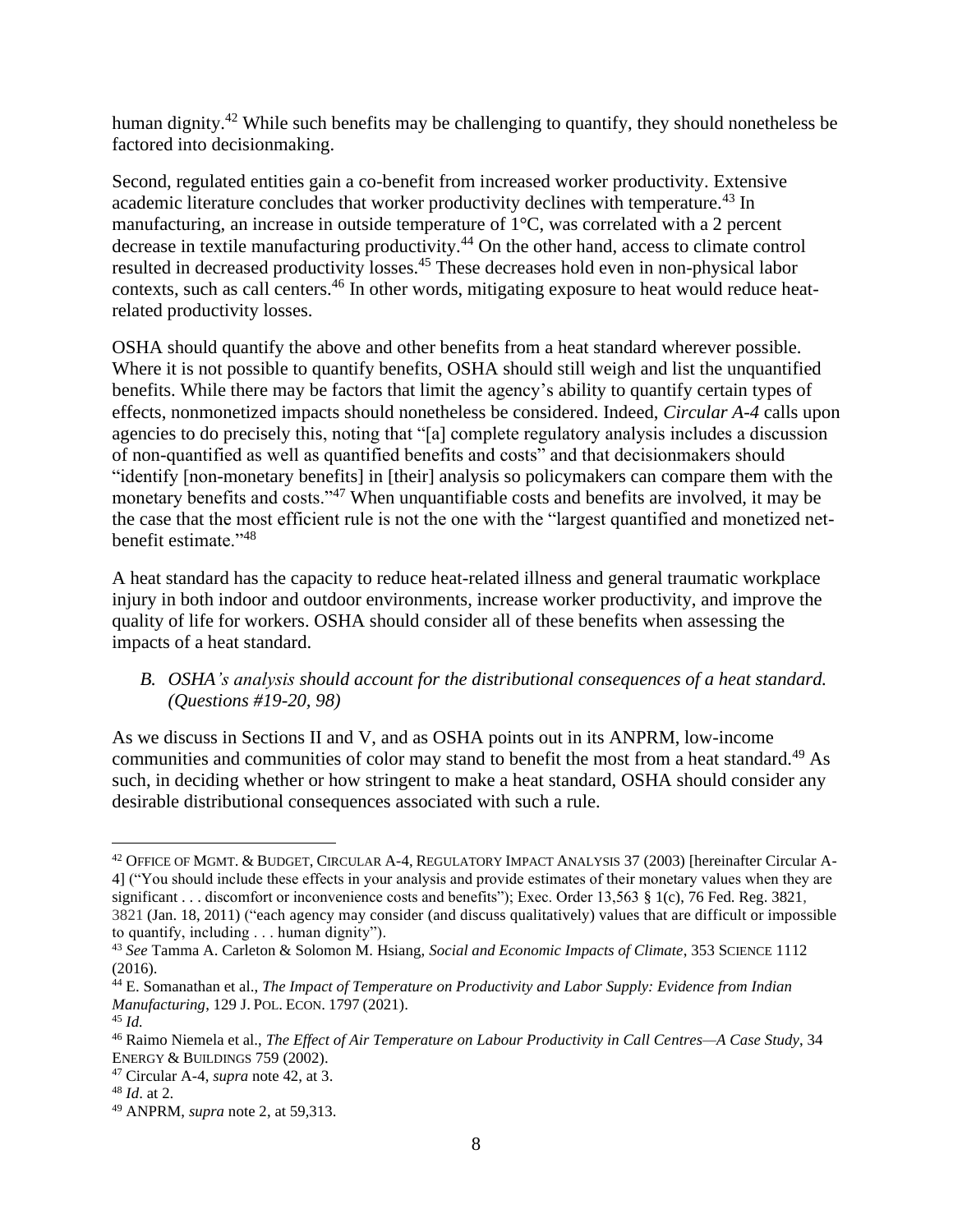human dignity.[42] While such benefits may be challenging to quantify, they should nonetheless be factored into decisionmaking.

Second, regulated entities gain a co-benefit from increased worker productivity. Extensive academic literature concludes that worker productivity declines with temperature.[43] In manufacturing, an increase in outside temperature of 1°C, was correlated with a 2 percent decrease in textile manufacturing productivity.[44] On the other hand, access to climate control resulted in decreased productivity losses.[45] These decreases hold even in non-physical labor contexts, such as call centers.[46] In other words, mitigating exposure to heat would reduce heat-related productivity losses.

OSHA should quantify the above and other benefits from a heat standard wherever possible. Where it is not possible to quantify benefits, OSHA should still weigh and list the unquantified benefits. While there may be factors that limit the agency's ability to quantify certain types of effects, nonmonetized impacts should nonetheless be considered. Indeed, *Circular A-4* calls upon agencies to do precisely this, noting that "[a] complete regulatory analysis includes a discussion of non-quantified as well as quantified benefits and costs" and that decisionmakers should "identify [non-monetary benefits] in [their] analysis so policymakers can compare them with the monetary benefits and costs."[47] When unquantifiable costs and benefits are involved, it may be the case that the most efficient rule is not the one with the "largest quantified and monetized net-benefit estimate."[48]

A heat standard has the capacity to reduce heat-related illness and general traumatic workplace injury in both indoor and outdoor environments, increase worker productivity, and improve the quality of life for workers. OSHA should consider all of these benefits when assessing the impacts of a heat standard.

### *B. OSHA's analysis should account for the distributional consequences of a heat standard. (Questions #19-20, 98)*

As we discuss in Sections II and V, and as OSHA points out in its ANPRM, low-income communities and communities of color may stand to benefit the most from a heat standard.[49] As such, in deciding whether or how stringent to make a heat standard, OSHA should consider any desirable distributional consequences associated with such a rule.

---

[42] OFFICE OF MGMT. & BUDGET, CIRCULAR A-4, REGULATORY IMPACT ANALYSIS 37 (2003) [hereinafter Circular A-4] ("You should include these effects in your analysis and provide estimates of their monetary values when they are significant . . . discomfort or inconvenience costs and benefits"); Exec. Order 13,563 § 1(c), 76 Fed. Reg. 3821, 3821 (Jan. 18, 2011) ("each agency may consider (and discuss qualitatively) values that are difficult or impossible to quantify, including . . . human dignity").

[43] *See* Tamma A. Carleton & Solomon M. Hsiang, *Social and Economic Impacts of Climate*, 353 SCIENCE 1112 (2016).

[44] E. Somanathan et al., *The Impact of Temperature on Productivity and Labor Supply: Evidence from Indian Manufacturing*, 129 J. POL. ECON. 1797 (2021).

[45] *Id.*

[46] Raimo Niemela et al., *The Effect of Air Temperature on Labour Productivity in Call Centres—A Case Study*, 34 ENERGY & BUILDINGS 759 (2002).

[47] Circular A-4, *supra* note 42, at 3.

[48] *Id*. at 2.

[49] ANPRM, *supra* note 2, at 59,313.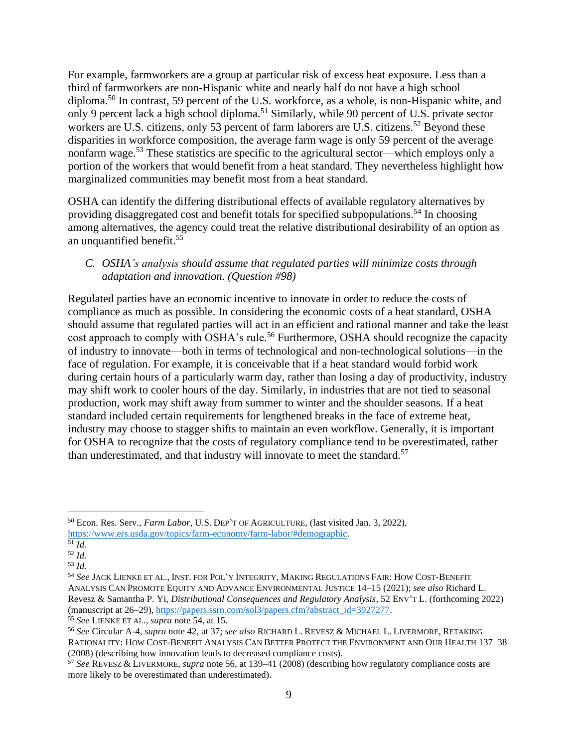For example, farmworkers are a group at particular risk of excess heat exposure. Less than a third of farmworkers are non-Hispanic white and nearly half do not have a high school diploma.[50] In contrast, 59 percent of the U.S. workforce, as a whole, is non-Hispanic white, and only 9 percent lack a high school diploma.[51] Similarly, while 90 percent of U.S. private sector workers are U.S. citizens, only 53 percent of farm laborers are U.S. citizens.[52] Beyond these disparities in workforce composition, the average farm wage is only 59 percent of the average nonfarm wage.[53] These statistics are specific to the agricultural sector—which employs only a portion of the workers that would benefit from a heat standard. They nevertheless highlight how marginalized communities may benefit most from a heat standard.

OSHA can identify the differing distributional effects of available regulatory alternatives by providing disaggregated cost and benefit totals for specified subpopulations.[54] In choosing among alternatives, the agency could treat the relative distributional desirability of an option as an unquantified benefit.[55]

### *C. OSHA's analysis should assume that regulated parties will minimize costs through adaptation and innovation. (Question #98)*

Regulated parties have an economic incentive to innovate in order to reduce the costs of compliance as much as possible. In considering the economic costs of a heat standard, OSHA should assume that regulated parties will act in an efficient and rational manner and take the least cost approach to comply with OSHA's rule.[56] Furthermore, OSHA should recognize the capacity of industry to innovate—both in terms of technological and non-technological solutions—in the face of regulation. For example, it is conceivable that if a heat standard would forbid work during certain hours of a particularly warm day, rather than losing a day of productivity, industry may shift work to cooler hours of the day. Similarly, in industries that are not tied to seasonal production, work may shift away from summer to winter and the shoulder seasons. If a heat standard included certain requirements for lengthened breaks in the face of extreme heat, industry may choose to stagger shifts to maintain an even workflow. Generally, it is important for OSHA to recognize that the costs of regulatory compliance tend to be overestimated, rather than underestimated, and that industry will innovate to meet the standard.[57]

---

[50] Econ. Res. Serv., *Farm Labor*, U.S. DEP'T OF AGRICULTURE, (last visited Jan. 3, 2022), https://www.ers.usda.gov/topics/farm-economy/farm-labor/#demographic.

[51] *Id.*

[52] *Id.*

[53] *Id.*

[54] *See* JACK LIENKE ET AL., INST. FOR POL'Y INTEGRITY, MAKING REGULATIONS FAIR: HOW COST-BENEFIT ANALYSIS CAN PROMOTE EQUITY AND ADVANCE ENVIRONMENTAL JUSTICE 14–15 (2021); *see also* Richard L. Revesz & Samantha P. Yi, *Distributional Consequences and Regulatory Analysis*, 52 ENV'T L. (forthcoming 2022) (manuscript at 26–29), https://papers.ssrn.com/sol3/papers.cfm?abstract_id=3927277.

[55] *See* LIENKE ET AL., *supra* note 54, at 15.

[56] *See* Circular A-4, *supra* note 42, at 37; *see also* RICHARD L. REVESZ & MICHAEL L. LIVERMORE, RETAKING RATIONALITY: HOW COST-BENEFIT ANALYSIS CAN BETTER PROTECT THE ENVIRONMENT AND OUR HEALTH 137–38 (2008) (describing how innovation leads to decreased compliance costs).

[57] *See* REVESZ & LIVERMORE, *supra* note 56, at 139–41 (2008) (describing how regulatory compliance costs are more likely to be overestimated than underestimated).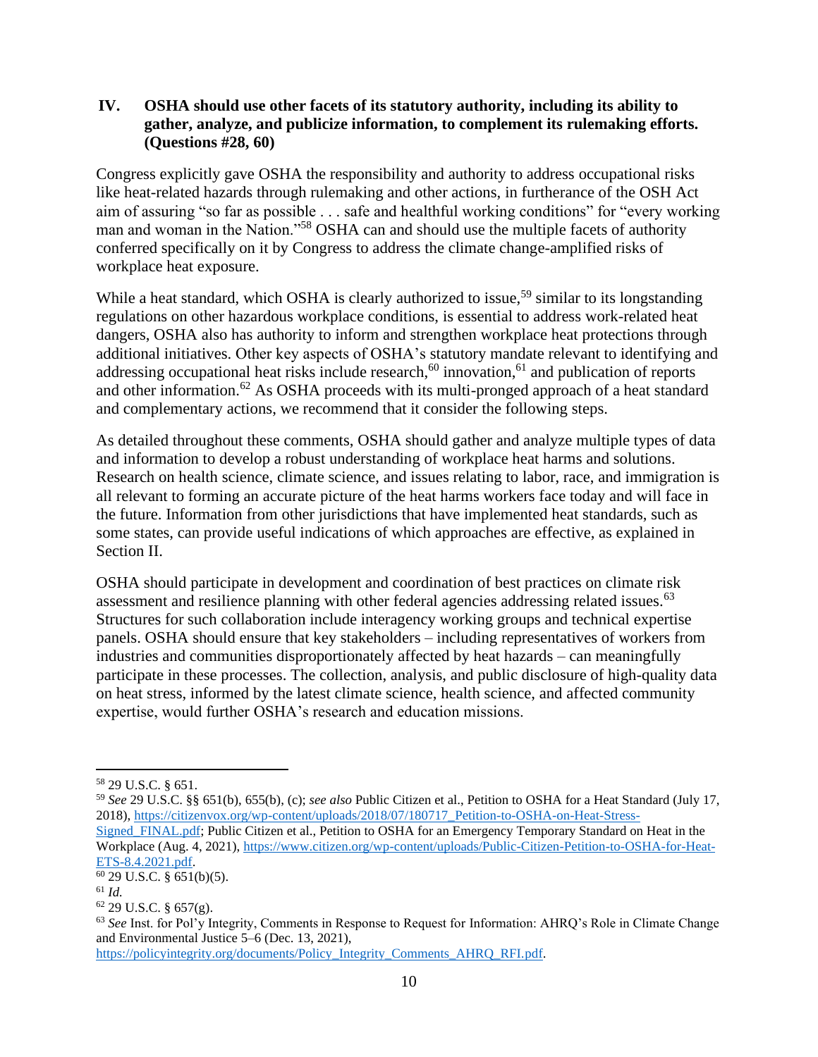## IV. OSHA should use other facets of its statutory authority, including its ability to gather, analyze, and publicize information, to complement its rulemaking efforts. (Questions #28, 60)

Congress explicitly gave OSHA the responsibility and authority to address occupational risks like heat-related hazards through rulemaking and other actions, in furtherance of the OSH Act aim of assuring "so far as possible . . . safe and healthful working conditions" for "every working man and woman in the Nation."[58] OSHA can and should use the multiple facets of authority conferred specifically on it by Congress to address the climate change-amplified risks of workplace heat exposure.

While a heat standard, which OSHA is clearly authorized to issue,[59] similar to its longstanding regulations on other hazardous workplace conditions, is essential to address work-related heat dangers, OSHA also has authority to inform and strengthen workplace heat protections through additional initiatives. Other key aspects of OSHA's statutory mandate relevant to identifying and addressing occupational heat risks include research,[60] innovation,[61] and publication of reports and other information.[62] As OSHA proceeds with its multi-pronged approach of a heat standard and complementary actions, we recommend that it consider the following steps.

As detailed throughout these comments, OSHA should gather and analyze multiple types of data and information to develop a robust understanding of workplace heat harms and solutions. Research on health science, climate science, and issues relating to labor, race, and immigration is all relevant to forming an accurate picture of the heat harms workers face today and will face in the future. Information from other jurisdictions that have implemented heat standards, such as some states, can provide useful indications of which approaches are effective, as explained in Section II.

OSHA should participate in development and coordination of best practices on climate risk assessment and resilience planning with other federal agencies addressing related issues.[63] Structures for such collaboration include interagency working groups and technical expertise panels. OSHA should ensure that key stakeholders – including representatives of workers from industries and communities disproportionately affected by heat hazards – can meaningfully participate in these processes. The collection, analysis, and public disclosure of high-quality data on heat stress, informed by the latest climate science, health science, and affected community expertise, would further OSHA's research and education missions.

---

[58] 29 U.S.C. § 651.

[59] *See* 29 U.S.C. §§ 651(b), 655(b), (c); *see also* Public Citizen et al., Petition to OSHA for a Heat Standard (July 17, 2018), https://citizenvox.org/wp-content/uploads/2018/07/180717_Petition-to-OSHA-on-Heat-Stress-Signed_FINAL.pdf; Public Citizen et al., Petition to OSHA for an Emergency Temporary Standard on Heat in the Workplace (Aug. 4, 2021), https://www.citizen.org/wp-content/uploads/Public-Citizen-Petition-to-OSHA-for-Heat-ETS-8.4.2021.pdf.

[60] 29 U.S.C. § 651(b)(5).

[61] *Id.*

[62] 29 U.S.C. § 657(g).

[63] *See* Inst. for Pol'y Integrity, Comments in Response to Request for Information: AHRQ's Role in Climate Change and Environmental Justice 5–6 (Dec. 13, 2021), https://policyintegrity.org/documents/Policy_Integrity_Comments_AHRQ_RFI.pdf.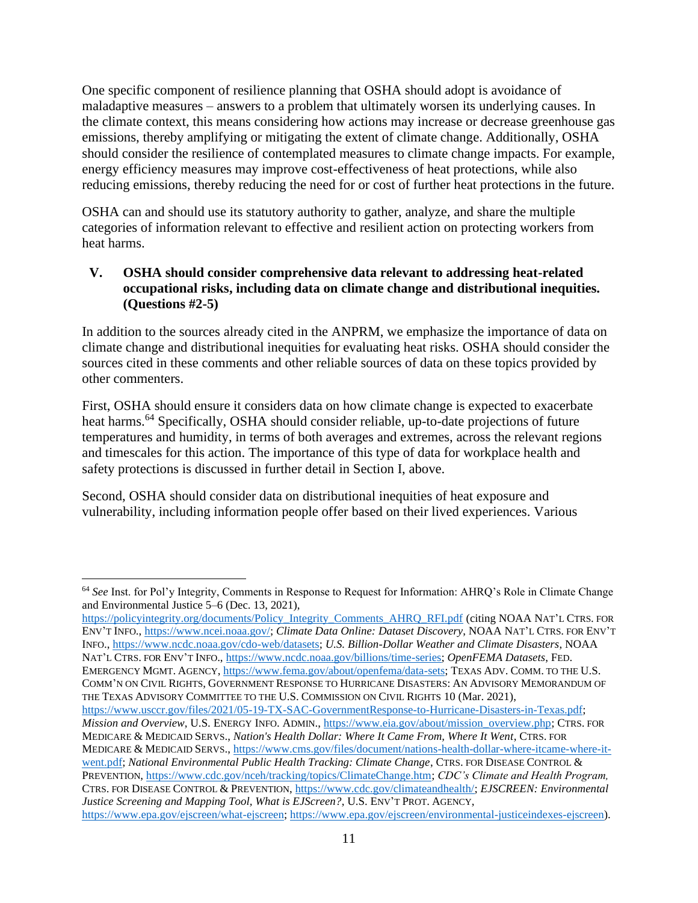One specific component of resilience planning that OSHA should adopt is avoidance of maladaptive measures – answers to a problem that ultimately worsen its underlying causes. In the climate context, this means considering how actions may increase or decrease greenhouse gas emissions, thereby amplifying or mitigating the extent of climate change. Additionally, OSHA should consider the resilience of contemplated measures to climate change impacts. For example, energy efficiency measures may improve cost-effectiveness of heat protections, while also reducing emissions, thereby reducing the need for or cost of further heat protections in the future.

OSHA can and should use its statutory authority to gather, analyze, and share the multiple categories of information relevant to effective and resilient action on protecting workers from heat harms.

## V. OSHA should consider comprehensive data relevant to addressing heat-related occupational risks, including data on climate change and distributional inequities. (Questions #2-5)

In addition to the sources already cited in the ANPRM, we emphasize the importance of data on climate change and distributional inequities for evaluating heat risks. OSHA should consider the sources cited in these comments and other reliable sources of data on these topics provided by other commenters.

First, OSHA should ensure it considers data on how climate change is expected to exacerbate heat harms.[64] Specifically, OSHA should consider reliable, up-to-date projections of future temperatures and humidity, in terms of both averages and extremes, across the relevant regions and timescales for this action. The importance of this type of data for workplace health and safety protections is discussed in further detail in Section I, above.

Second, OSHA should consider data on distributional inequities of heat exposure and vulnerability, including information people offer based on their lived experiences. Various

---

[64] *See* Inst. for Pol'y Integrity, Comments in Response to Request for Information: AHRQ's Role in Climate Change and Environmental Justice 5–6 (Dec. 13, 2021), https://policyintegrity.org/documents/Policy_Integrity_Comments_AHRQ_RFI.pdf (citing NOAA NAT'L CTRS. FOR ENV'T INFO., https://www.ncei.noaa.gov/; *Climate Data Online: Dataset Discovery*, NOAA NAT'L CTRS. FOR ENV'T INFO., https://www.ncdc.noaa.gov/cdo-web/datasets; *U.S. Billion-Dollar Weather and Climate Disasters*, NOAA NAT'L CTRS. FOR ENV'T INFO., https://www.ncdc.noaa.gov/billions/time-series; *OpenFEMA Datasets*, FED. EMERGENCY MGMT. AGENCY, https://www.fema.gov/about/openfema/data-sets; TEXAS ADV. COMM. TO THE U.S. COMM'N ON CIVIL RIGHTS, GOVERNMENT RESPONSE TO HURRICANE DISASTERS: AN ADVISORY MEMORANDUM OF THE TEXAS ADVISORY COMMITTEE TO THE U.S. COMMISSION ON CIVIL RIGHTS 10 (Mar. 2021), https://www.usccr.gov/files/2021/05-19-TX-SAC-GovernmentResponse-to-Hurricane-Disasters-in-Texas.pdf; *Mission and Overview*, U.S. ENERGY INFO. ADMIN., https://www.eia.gov/about/mission_overview.php; CTRS. FOR MEDICARE & MEDICAID SERVS., *Nation's Health Dollar: Where It Came From, Where It Went*, CTRS. FOR MEDICARE & MEDICAID SERVS., https://www.cms.gov/files/document/nations-health-dollar-where-itcame-where-it-went.pdf; *National Environmental Public Health Tracking: Climate Change*, CTRS. FOR DISEASE CONTROL & PREVENTION, https://www.cdc.gov/nceh/tracking/topics/ClimateChange.htm; *CDC's Climate and Health Program*, CTRS. FOR DISEASE CONTROL & PREVENTION, https://www.cdc.gov/climateandhealth/; *EJSCREEN: Environmental Justice Screening and Mapping Tool, What is EJScreen?*, U.S. ENV'T PROT. AGENCY, https://www.epa.gov/ejscreen/what-ejscreen; https://www.epa.gov/ejscreen/environmental-justiceindexes-ejscreen).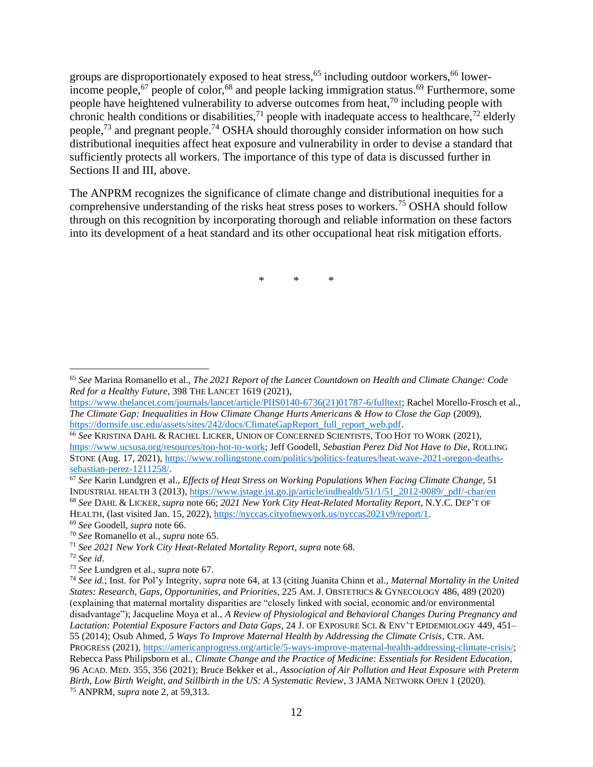groups are disproportionately exposed to heat stress,[65] including outdoor workers,[66] lower-income people,[67] people of color,[68] and people lacking immigration status.[69] Furthermore, some people have heightened vulnerability to adverse outcomes from heat,[70] including people with chronic health conditions or disabilities,[71] people with inadequate access to healthcare,[72] elderly people,[73] and pregnant people.[74] OSHA should thoroughly consider information on how such distributional inequities affect heat exposure and vulnerability in order to devise a standard that sufficiently protects all workers. The importance of this type of data is discussed further in Sections II and III, above.

The ANPRM recognizes the significance of climate change and distributional inequities for a comprehensive understanding of the risks heat stress poses to workers.[75] OSHA should follow through on this recognition by incorporating thorough and reliable information on these factors into its development of a heat standard and its other occupational heat risk mitigation efforts.

\* \* \*

---

[65] *See* Marina Romanello et al., *The 2021 Report of the Lancet Countdown on Health and Climate Change: Code Red for a Healthy Future*, 398 THE LANCET 1619 (2021), https://www.thelancet.com/journals/lancet/article/PIIS0140-6736(21)01787-6/fulltext; Rachel Morello-Frosch et al., *The Climate Gap: Inequalities in How Climate Change Hurts Americans & How to Close the Gap* (2009), https://dornsife.usc.edu/assets/sites/242/docs/ClimateGapReport_full_report_web.pdf.

[66] *See* KRISTINA DAHL & RACHEL LICKER, UNION OF CONCERNED SCIENTISTS, TOO HOT TO WORK (2021), https://www.ucsusa.org/resources/too-hot-to-work; Jeff Goodell, *Sebastian Perez Did Not Have to Die*, ROLLING STONE (Aug. 17, 2021), https://www.rollingstone.com/politics/politics-features/heat-wave-2021-oregon-deaths-sebastian-perez-1211258/.

[67] *See* Karin Lundgren et al., *Effects of Heat Stress on Working Populations When Facing Climate Change*, 51 INDUSTRIAL HEALTH 3 (2013), https://www.jstage.jst.go.jp/article/indhealth/51/1/51_2012-0089/_pdf/-char/en

[68] *See* DAHL & LICKER, *supra* note 66; *2021 New York City Heat-Related Mortality Report*, N.Y.C. DEP'T OF HEALTH, (last visited Jan. 15, 2022), https://nyccas.cityofnewyork.us/nyccas2021v9/report/1.

[69] *See* Goodell, *supra* note 66.

[70] *See* Romanello et al., *supra* note 65.

[71] *See 2021 New York City Heat-Related Mortality Report*, *supra* note 68.

[72] *See id*.

[73] *See* Lundgren et al., *supra* note 67.

[74] *See id.*; Inst. for Pol'y Integrity, *supra* note 64, at 13 (citing Juanita Chinn et al., *Maternal Mortality in the United States: Research, Gaps, Opportunities, and Priorities*, 225 AM. J. OBSTETRICS & GYNECOLOGY 486, 489 (2020) (explaining that maternal mortality disparities are "closely linked with social, economic and/or environmental disadvantage"); Jacqueline Moya et al., *A Review of Physiological and Behavioral Changes During Pregnancy and Lactation: Potential Exposure Factors and Data Gaps*, 24 J. OF EXPOSURE SCI. & ENV'T EPIDEMIOLOGY 449, 451–55 (2014); Osub Ahmed, *5 Ways To Improve Maternal Health by Addressing the Climate Crisis*, CTR. AM. PROGRESS (2021), https://americanprogress.org/article/5-ways-improve-maternal-health-addressing-climate-crisis/; Rebecca Pass Philipsborn et al., *Climate Change and the Practice of Medicine: Essentials for Resident Education*, 96 ACAD. MED. 355, 356 (2021); Bruce Bekker et al., *Association of Air Pollution and Heat Exposure with Preterm Birth, Low Birth Weight, and Stillbirth in the US: A Systematic Review*, 3 JAMA NETWORK OPEN 1 (2020).

[75] ANPRM, *supra* note 2, at 59,313.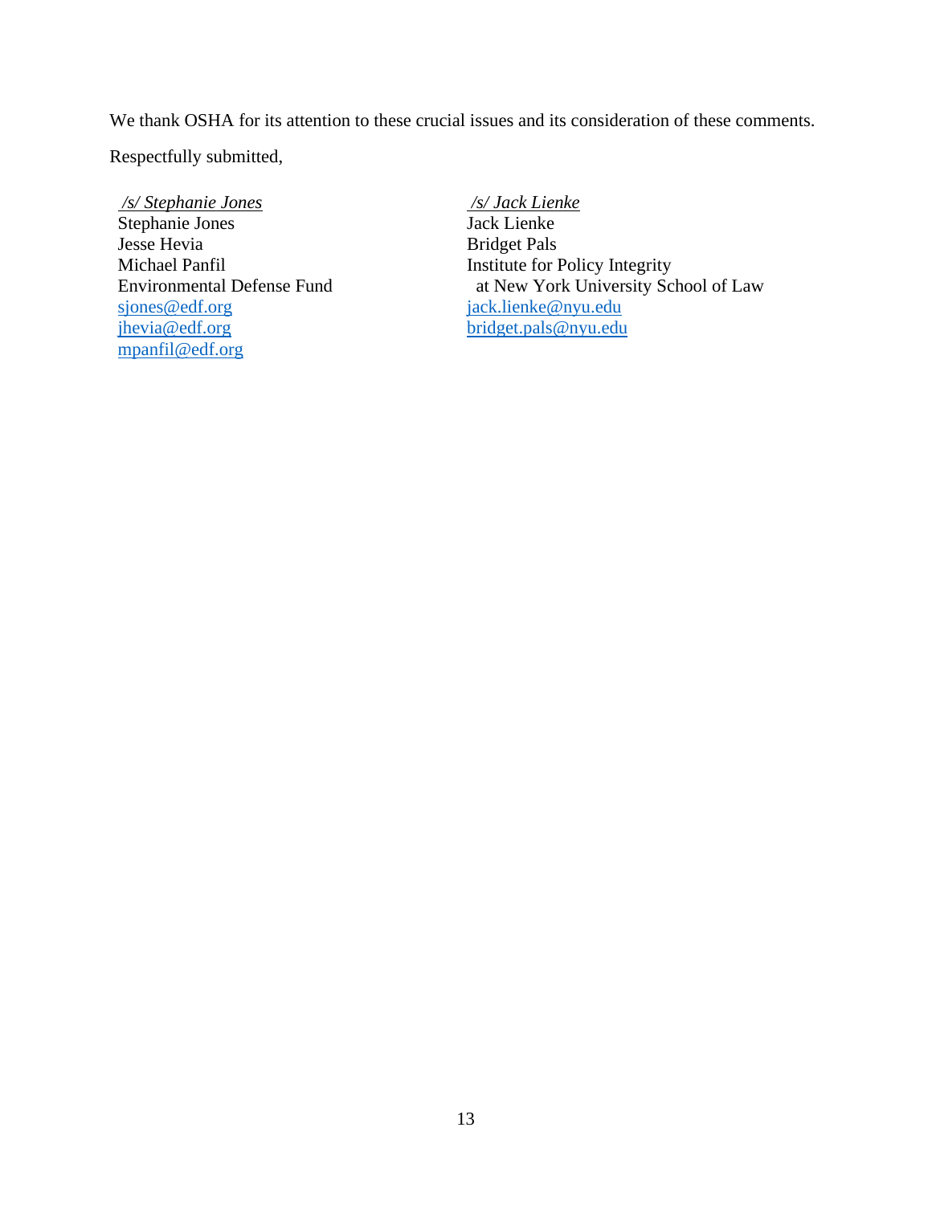We thank OSHA for its attention to these crucial issues and its consideration of these comments.

Respectfully submitted,

*/s/ Stephanie Jones*
Stephanie Jones
Jesse Hevia
Michael Panfil
Environmental Defense Fund
sjones@edf.org
jhevia@edf.org
mpanfil@edf.org

*/s/ Jack Lienke*
Jack Lienke
Bridget Pals
Institute for Policy Integrity
at New York University School of Law
jack.lienke@nyu.edu
bridget.pals@nyu.edu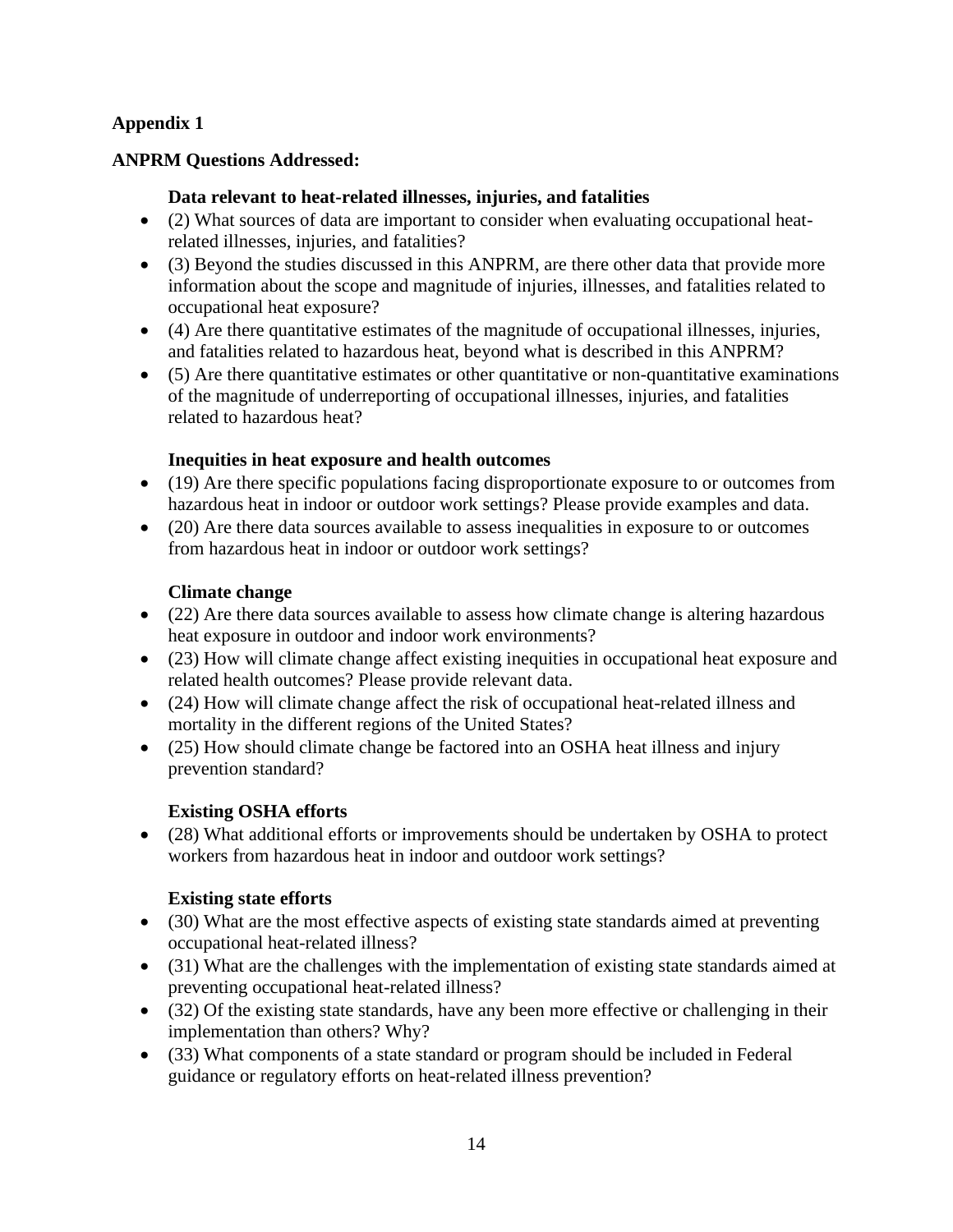**Appendix 1**

**ANPRM Questions Addressed:**

**Data relevant to heat-related illnesses, injuries, and fatalities**

- (2) What sources of data are important to consider when evaluating occupational heat-related illnesses, injuries, and fatalities?
- (3) Beyond the studies discussed in this ANPRM, are there other data that provide more information about the scope and magnitude of injuries, illnesses, and fatalities related to occupational heat exposure?
- (4) Are there quantitative estimates of the magnitude of occupational illnesses, injuries, and fatalities related to hazardous heat, beyond what is described in this ANPRM?
- (5) Are there quantitative estimates or other quantitative or non-quantitative examinations of the magnitude of underreporting of occupational illnesses, injuries, and fatalities related to hazardous heat?

**Inequities in heat exposure and health outcomes**

- (19) Are there specific populations facing disproportionate exposure to or outcomes from hazardous heat in indoor or outdoor work settings? Please provide examples and data.
- (20) Are there data sources available to assess inequalities in exposure to or outcomes from hazardous heat in indoor or outdoor work settings?

**Climate change**

- (22) Are there data sources available to assess how climate change is altering hazardous heat exposure in outdoor and indoor work environments?
- (23) How will climate change affect existing inequities in occupational heat exposure and related health outcomes? Please provide relevant data.
- (24) How will climate change affect the risk of occupational heat-related illness and mortality in the different regions of the United States?
- (25) How should climate change be factored into an OSHA heat illness and injury prevention standard?

**Existing OSHA efforts**

- (28) What additional efforts or improvements should be undertaken by OSHA to protect workers from hazardous heat in indoor and outdoor work settings?

**Existing state efforts**

- (30) What are the most effective aspects of existing state standards aimed at preventing occupational heat-related illness?
- (31) What are the challenges with the implementation of existing state standards aimed at preventing occupational heat-related illness?
- (32) Of the existing state standards, have any been more effective or challenging in their implementation than others? Why?
- (33) What components of a state standard or program should be included in Federal guidance or regulatory efforts on heat-related illness prevention?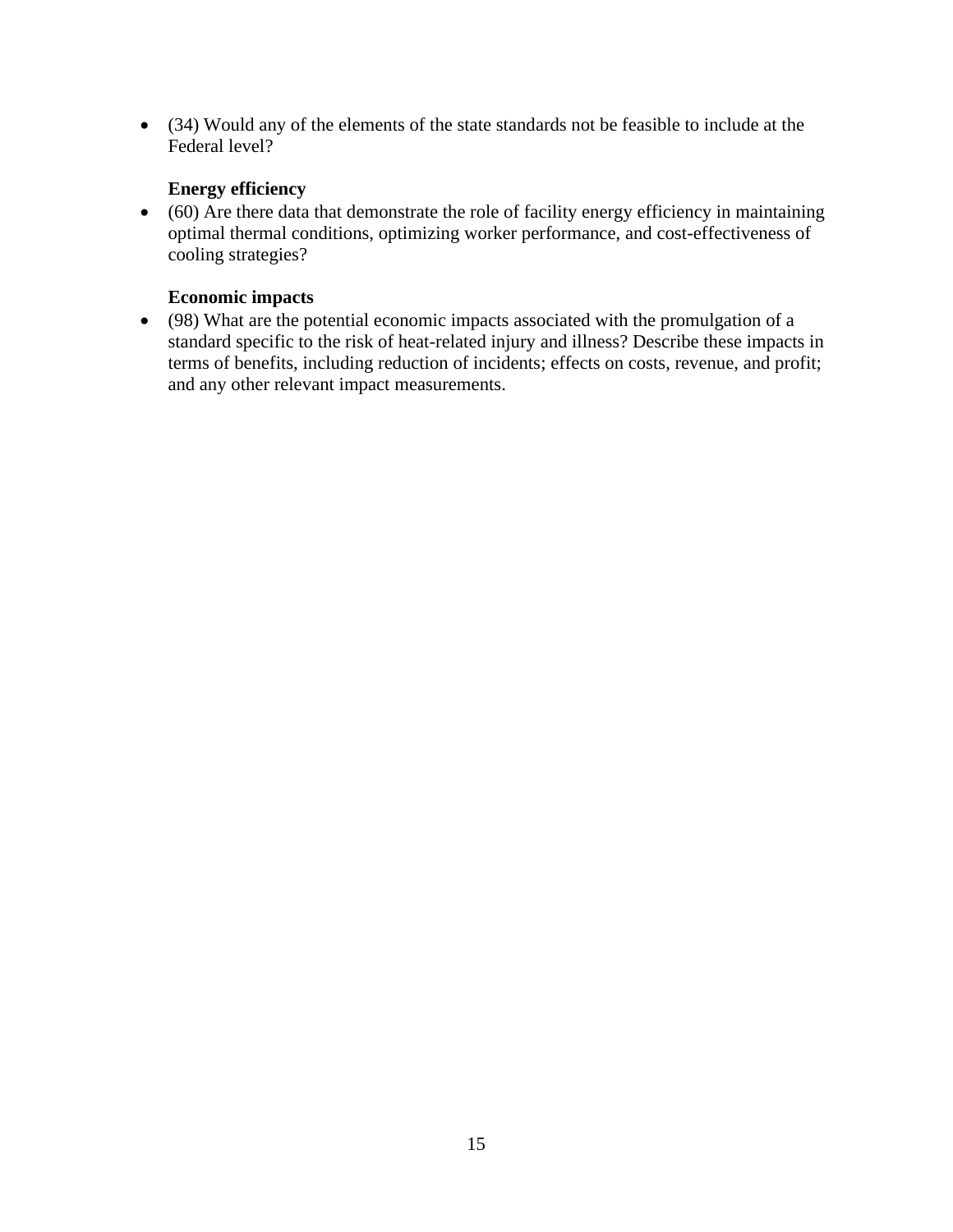- (34) Would any of the elements of the state standards not be feasible to include at the Federal level?

**Energy efficiency**

- (60) Are there data that demonstrate the role of facility energy efficiency in maintaining optimal thermal conditions, optimizing worker performance, and cost-effectiveness of cooling strategies?

**Economic impacts**

- (98) What are the potential economic impacts associated with the promulgation of a standard specific to the risk of heat-related injury and illness? Describe these impacts in terms of benefits, including reduction of incidents; effects on costs, revenue, and profit; and any other relevant impact measurements.